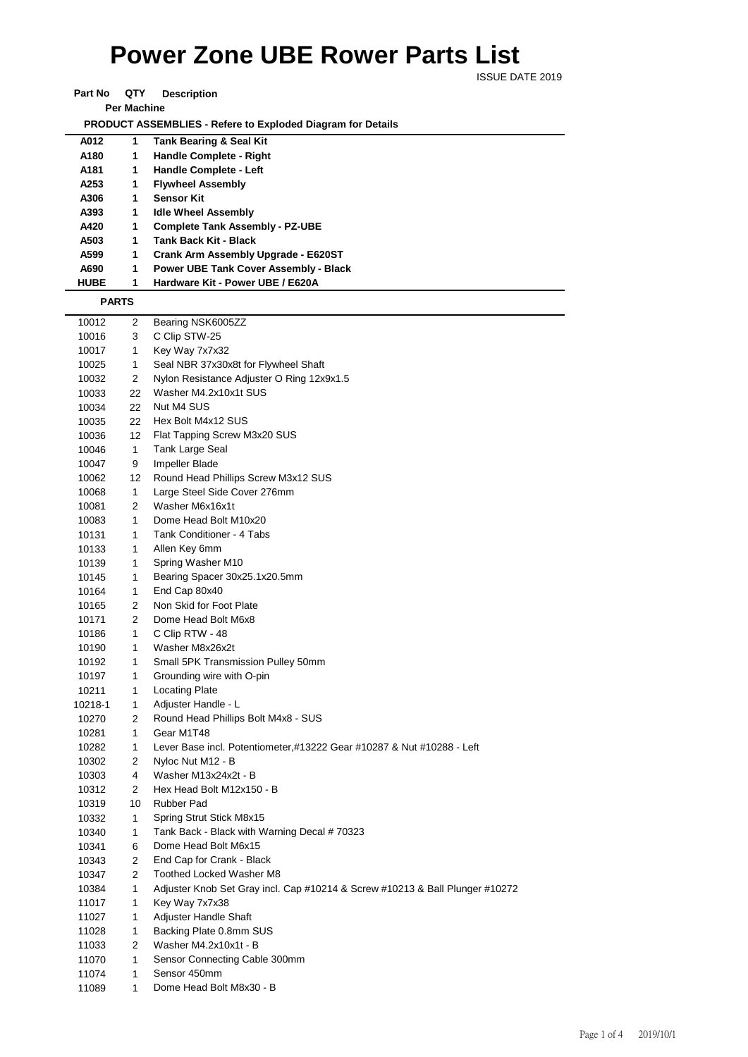# Power Zone UBE Rower Parts List

ISSUE DATE 2019

| Part No | QTY Per Machine | Description |
|---|---|---|
| **PRODUCT ASSEMBLIES - Refere to Exploded Diagram for Details** | | |
| **A012** | **1** | **Tank Bearing & Seal Kit** |
| **A180** | **1** | **Handle Complete - Right** |
| **A181** | **1** | **Handle Complete - Left** |
| **A253** | **1** | **Flywheel Assembly** |
| **A306** | **1** | **Sensor Kit** |
| **A393** | **1** | **Idle Wheel Assembly** |
| **A420** | **1** | **Complete Tank Assembly - PZ-UBE** |
| **A503** | **1** | **Tank Back Kit - Black** |
| **A599** | **1** | **Crank Arm Assembly Upgrade - E620ST** |
| **A690** | **1** | **Power UBE Tank Cover Assembly - Black** |
| **HUBE** | **1** | **Hardware Kit - Power UBE / E620A** |
| **PARTS** | | |
| 10012 | 2 | Bearing NSK6005ZZ |
| 10016 | 3 | C Clip STW-25 |
| 10017 | 1 | Key Way 7x7x32 |
| 10025 | 1 | Seal NBR 37x30x8t for Flywheel Shaft |
| 10032 | 2 | Nylon Resistance Adjuster O Ring 12x9x1.5 |
| 10033 | 22 | Washer M4.2x10x1t SUS |
| 10034 | 22 | Nut M4 SUS |
| 10035 | 22 | Hex Bolt M4x12 SUS |
| 10036 | 12 | Flat Tapping Screw M3x20 SUS |
| 10046 | 1 | Tank Large Seal |
| 10047 | 9 | Impeller Blade |
| 10062 | 12 | Round Head Phillips Screw M3x12 SUS |
| 10068 | 1 | Large Steel Side Cover 276mm |
| 10081 | 2 | Washer M6x16x1t |
| 10083 | 1 | Dome Head Bolt M10x20 |
| 10131 | 1 | Tank Conditioner - 4 Tabs |
| 10133 | 1 | Allen Key 6mm |
| 10139 | 1 | Spring Washer M10 |
| 10145 | 1 | Bearing Spacer 30x25.1x20.5mm |
| 10164 | 1 | End Cap 80x40 |
| 10165 | 2 | Non Skid for Foot Plate |
| 10171 | 2 | Dome Head Bolt M6x8 |
| 10186 | 1 | C Clip RTW - 48 |
| 10190 | 1 | Washer M8x26x2t |
| 10192 | 1 | Small 5PK Transmission Pulley 50mm |
| 10197 | 1 | Grounding wire with O-pin |
| 10211 | 1 | Locating Plate |
| 10218-1 | 1 | Adjuster Handle - L |
| 10270 | 2 | Round Head Phillips Bolt M4x8 - SUS |
| 10281 | 1 | Gear M1T48 |
| 10282 | 1 | Lever Base incl. Potentiometer,#13222 Gear #10287 & Nut #10288 - Left |
| 10302 | 2 | Nyloc Nut M12 - B |
| 10303 | 4 | Washer M13x24x2t - B |
| 10312 | 2 | Hex Head Bolt M12x150 - B |
| 10319 | 10 | Rubber Pad |
| 10332 | 1 | Spring Strut Stick M8x15 |
| 10340 | 1 | Tank Back - Black with Warning Decal # 70323 |
| 10341 | 6 | Dome Head Bolt M6x15 |
| 10343 | 2 | End Cap for Crank - Black |
| 10347 | 2 | Toothed Locked Washer M8 |
| 10384 | 1 | Adjuster Knob Set Gray incl. Cap #10214 & Screw #10213 & Ball Plunger #10272 |
| 11017 | 1 | Key Way 7x7x38 |
| 11027 | 1 | Adjuster Handle Shaft |
| 11028 | 1 | Backing Plate 0.8mm SUS |
| 11033 | 2 | Washer M4.2x10x1t - B |
| 11070 | 1 | Sensor Connecting Cable 300mm |
| 11074 | 1 | Sensor 450mm |
| 11089 | 1 | Dome Head Bolt M8x30 - B |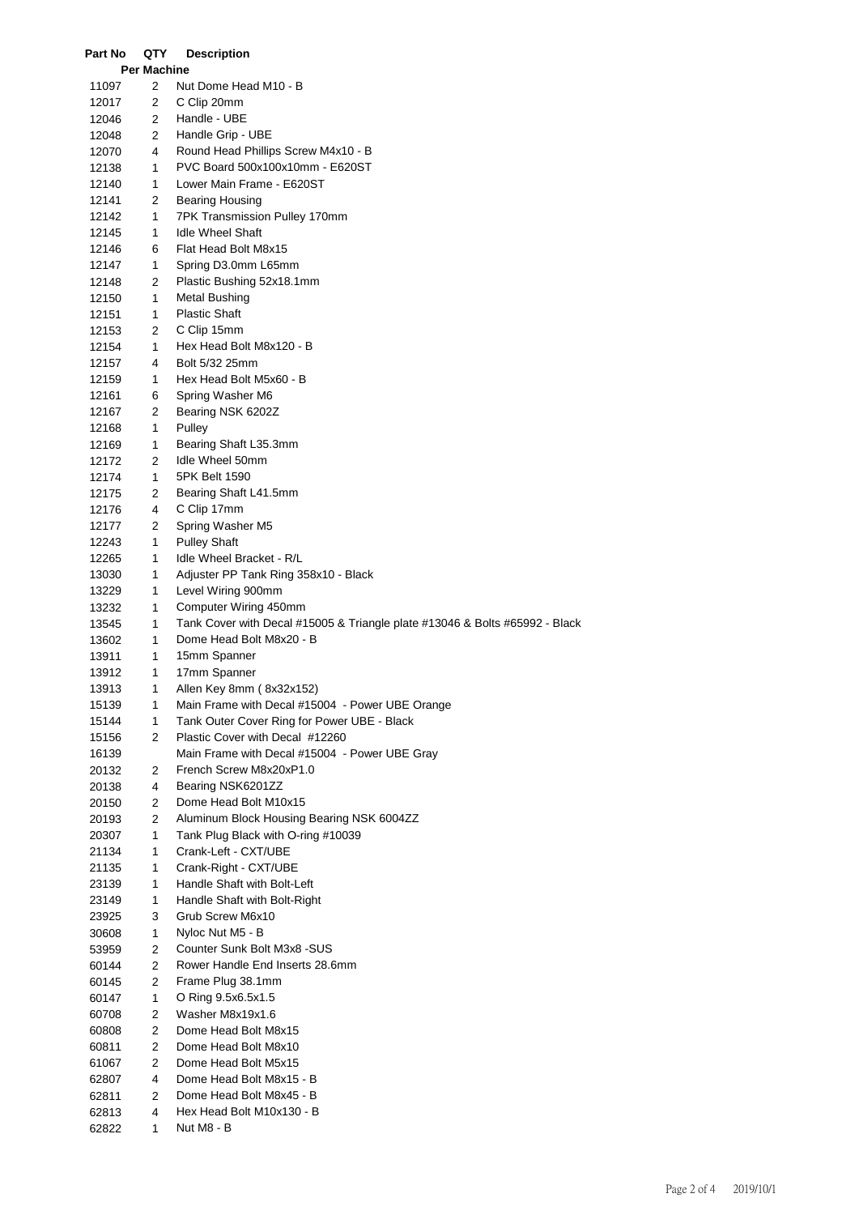| Part No | QTY Per Machine | Description |
|---|---|---|
| 11097 | 2 | Nut Dome Head M10 - B |
| 12017 | 2 | C Clip 20mm |
| 12046 | 2 | Handle - UBE |
| 12048 | 2 | Handle Grip - UBE |
| 12070 | 4 | Round Head Phillips Screw M4x10 - B |
| 12138 | 1 | PVC Board 500x100x10mm - E620ST |
| 12140 | 1 | Lower Main Frame - E620ST |
| 12141 | 2 | Bearing Housing |
| 12142 | 1 | 7PK Transmission Pulley 170mm |
| 12145 | 1 | Idle Wheel Shaft |
| 12146 | 6 | Flat Head Bolt M8x15 |
| 12147 | 1 | Spring D3.0mm L65mm |
| 12148 | 2 | Plastic Bushing 52x18.1mm |
| 12150 | 1 | Metal Bushing |
| 12151 | 1 | Plastic Shaft |
| 12153 | 2 | C Clip 15mm |
| 12154 | 1 | Hex Head Bolt M8x120 - B |
| 12157 | 4 | Bolt 5/32 25mm |
| 12159 | 1 | Hex Head Bolt M5x60 - B |
| 12161 | 6 | Spring Washer M6 |
| 12167 | 2 | Bearing NSK 6202Z |
| 12168 | 1 | Pulley |
| 12169 | 1 | Bearing Shaft L35.3mm |
| 12172 | 2 | Idle Wheel 50mm |
| 12174 | 1 | 5PK Belt 1590 |
| 12175 | 2 | Bearing Shaft L41.5mm |
| 12176 | 4 | C Clip 17mm |
| 12177 | 2 | Spring Washer M5 |
| 12243 | 1 | Pulley Shaft |
| 12265 | 1 | Idle Wheel Bracket - R/L |
| 13030 | 1 | Adjuster PP Tank Ring 358x10 - Black |
| 13229 | 1 | Level Wiring 900mm |
| 13232 | 1 | Computer Wiring 450mm |
| 13545 | 1 | Tank Cover with Decal #15005 & Triangle plate #13046 & Bolts #65992 - Black |
| 13602 | 1 | Dome Head Bolt M8x20 - B |
| 13911 | 1 | 15mm Spanner |
| 13912 | 1 | 17mm Spanner |
| 13913 | 1 | Allen Key 8mm ( 8x32x152) |
| 15139 | 1 | Main Frame with Decal #15004 - Power UBE Orange |
| 15144 | 1 | Tank Outer Cover Ring for Power UBE - Black |
| 15156 | 2 | Plastic Cover with Decal #12260 |
| 16139 | | Main Frame with Decal #15004 - Power UBE Gray |
| 20132 | 2 | French Screw M8x20xP1.0 |
| 20138 | 4 | Bearing NSK6201ZZ |
| 20150 | 2 | Dome Head Bolt M10x15 |
| 20193 | 2 | Aluminum Block Housing Bearing NSK 6004ZZ |
| 20307 | 1 | Tank Plug Black with O-ring #10039 |
| 21134 | 1 | Crank-Left - CXT/UBE |
| 21135 | 1 | Crank-Right - CXT/UBE |
| 23139 | 1 | Handle Shaft with Bolt-Left |
| 23149 | 1 | Handle Shaft with Bolt-Right |
| 23925 | 3 | Grub Screw M6x10 |
| 30608 | 1 | Nyloc Nut M5 - B |
| 53959 | 2 | Counter Sunk Bolt M3x8 -SUS |
| 60144 | 2 | Rower Handle End Inserts 28.6mm |
| 60145 | 2 | Frame Plug 38.1mm |
| 60147 | 1 | O Ring 9.5x6.5x1.5 |
| 60708 | 2 | Washer M8x19x1.6 |
| 60808 | 2 | Dome Head Bolt M8x15 |
| 60811 | 2 | Dome Head Bolt M8x10 |
| 61067 | 2 | Dome Head Bolt M5x15 |
| 62807 | 4 | Dome Head Bolt M8x15 - B |
| 62811 | 2 | Dome Head Bolt M8x45 - B |
| 62813 | 4 | Hex Head Bolt M10x130 - B |
| 62822 | 1 | Nut M8 - B |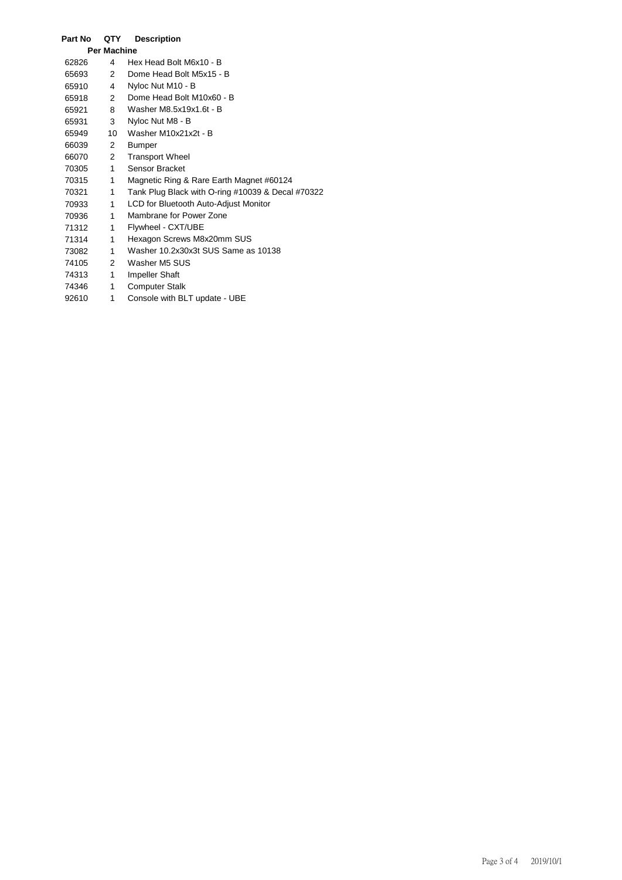| Part No | QTY | Description |
|---|---|---|
| | Per Machine | |
| 62826 | 4 | Hex Head Bolt M6x10 - B |
| 65693 | 2 | Dome Head Bolt M5x15 - B |
| 65910 | 4 | Nyloc Nut M10 - B |
| 65918 | 2 | Dome Head Bolt M10x60 - B |
| 65921 | 8 | Washer M8.5x19x1.6t - B |
| 65931 | 3 | Nyloc Nut M8 - B |
| 65949 | 10 | Washer M10x21x2t - B |
| 66039 | 2 | Bumper |
| 66070 | 2 | Transport Wheel |
| 70305 | 1 | Sensor Bracket |
| 70315 | 1 | Magnetic Ring & Rare Earth Magnet #60124 |
| 70321 | 1 | Tank Plug Black with O-ring #10039 & Decal #70322 |
| 70933 | 1 | LCD for Bluetooth Auto-Adjust Monitor |
| 70936 | 1 | Mambrane for Power Zone |
| 71312 | 1 | Flywheel - CXT/UBE |
| 71314 | 1 | Hexagon Screws M8x20mm SUS |
| 73082 | 1 | Washer 10.2x30x3t SUS Same as 10138 |
| 74105 | 2 | Washer M5 SUS |
| 74313 | 1 | Impeller Shaft |
| 74346 | 1 | Computer Stalk |
| 92610 | 1 | Console with BLT update - UBE |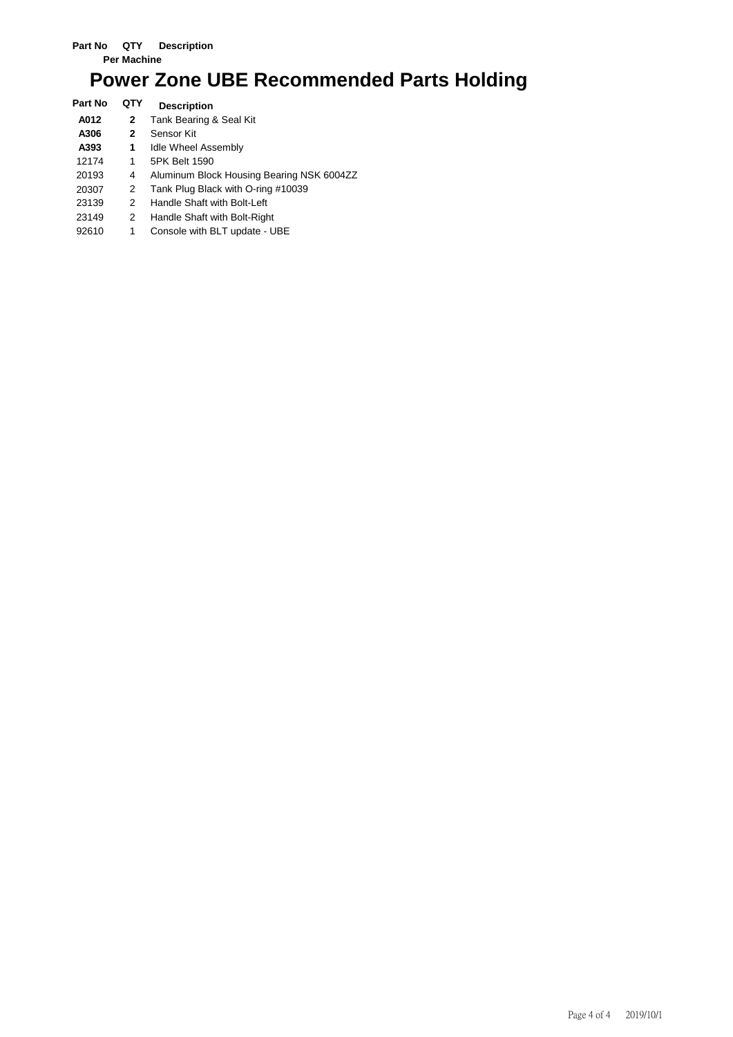# Power Zone UBE Recommended Parts Holding

| Part No | QTY | Description |
|---|---|---|
| **A012** | **2** | Tank Bearing & Seal Kit |
| **A306** | **2** | Sensor Kit |
| **A393** | **1** | Idle Wheel Assembly |
| 12174 | 1 | 5PK Belt 1590 |
| 20193 | 4 | Aluminum Block Housing Bearing NSK 6004ZZ |
| 20307 | 2 | Tank Plug Black with O-ring #10039 |
| 23139 | 2 | Handle Shaft with Bolt-Left |
| 23149 | 2 | Handle Shaft with Bolt-Right |
| 92610 | 1 | Console with BLT update - UBE |